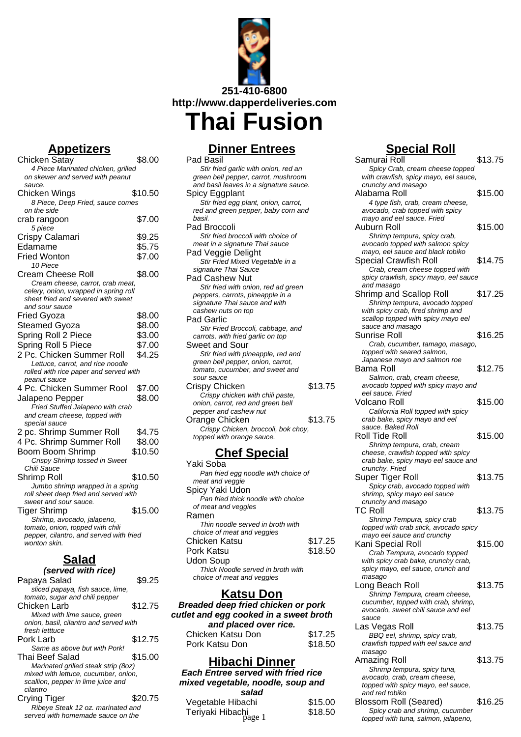251-410-6800
http://www.dapperdeliveries.com

# Thai Fusion

## Appetizers

**Chicken Satay** $8.00
*4 Piece Marinated chicken, grilled on skewer and served with peanut sauce.*

**Chicken Wings** $10.50
*8 Piece, Deep Fried, sauce comes on the side*

**crab rangoon** $7.00
*5 piece*

**Crispy Calamari** $9.25

**Edamame** $5.75

**Fried Wonton** $7.00
*10 Piece*

**Cream Cheese Roll** $8.00
*Cream cheese, carrot, crab meat, celery, onion, wrapped in spring roll sheet fried and severed with sweet and sour sauce*

**Fried Gyoza** $8.00

**Steamed Gyoza** $8.00

**Spring Roll 2 Piece** $3.00

**Spring Roll 5 Piece** $7.00

**2 Pc. Chicken Summer Roll** $4.25
*Lettuce, carrot, and rice noodle rolled with rice paper and served with peanut sauce*

**4 Pc. Chicken Summer Rool** $7.00

**Jalapeno Pepper** $8.00
*Fried Stuffed Jalapeno with crab and cream cheese, topped with special sauce*

**2 pc. Shrimp Summer Roll** $4.75

**4 Pc. Shrimp Summer Roll** $8.00

**Boom Boom Shrimp** $10.50
*Crispy Shrimp tossed in Sweet Chili Sauce*

**Shrimp Roll** $10.50
*Jumbo shrimp wrapped in a spring roll sheet deep fried and served with sweet and sour sauce.*

**Tiger Shrimp** $15.00
*Shrimp, avocado, jalapeno, tomato, onion, topped with chili pepper, cilantro, and served with fried wonton skin.*

## Salad

***(served with rice)***

**Papaya Salad** $9.25
*sliced papaya, fish sauce, lime, tomato, sugar and chili pepper*

**Chicken Larb** $12.75
*Mixed with lime sauce, green onion, basil, cilantro and served with fresh letttuce*

**Pork Larb** $12.75
*Same as above but with Pork!*

**Thai Beef Salad** $15.00
*Marinated grilled steak strip (8oz) mixed with lettuce, cucumber, onion, scallion, pepper in lime juice and cilantro*

**Crying Tiger** $20.75
*Ribeye Steak 12 oz. marinated and served with homemade sauce on the*

## Dinner Entrees

**Pad Basil**
*Stir fried garlic with onion, red an green bell pepper, carrot, mushroom and basil leaves in a signature sauce.*

**Spicy Eggplant**
*Stir fried egg plant, onion, carrot, red and green pepper, baby corn and basil.*

**Pad Broccoli**
*Stir fried broccoli with choice of meat in a signature Thai sauce*

**Pad Veggie Delight**
*Stir Fried Mixed Vegetable in a signature Thai Sauce*

**Pad Cashew Nut**
*Stir fried with onion, red ad green peppers, carrots, pineapple in a signature Thai sauce and with cashew nuts on top*

**Pad Garlic**
*Stir Fried Broccoli, cabbage, and carrots, with fried garlic on top*

**Sweet and Sour**
*Stir fried with pineapple, red and green bell pepper, onion, carrot, tomato, cucumber, and sweet and sour sauce*

**Crispy Chicken** $13.75
*Crispy chicken with chili paste, onion, carrot, red and green bell pepper and cashew nut*

**Orange Chicken** $13.75
*Crispy Chicken, broccoli, bok choy, topped with orange sauce.*

## Chef Special

**Yaki Soba**
*Pan fried egg noodle with choice of meat and veggie*

**Spicy Yaki Udon**
*Pan fried thick noodle with choice of meat and veggies*

**Ramen**
*Thin noodle served in broth with choice of meat and veggies*

**Chicken Katsu** $17.25

**Pork Katsu** $18.50

**Udon Soup**
*Thick Noodle served in broth with choice of meat and veggies*

## Katsu Don

***Breaded deep fried chicken or pork cutlet and egg cooked in a sweet broth and placed over rice.***

**Chicken Katsu Don** $17.25

**Pork Katsu Don** $18.50

## Hibachi Dinner

***Each Entree served with fried rice mixed vegetable, noodle, soup and salad***

**Vegetable Hibachi** $15.00

**Teriyaki Hibachi** $18.50

## Special Roll

**Samurai Roll** $13.75
*Spicy Crab, cream cheese topped with crawfish, spicy mayo, eel sauce, crunchy and masago*

**Alabama Roll** $15.00
*4 type fish, crab, cream cheese, avocado, crab topped with spicy mayo and eel sauce. Fried*

**Auburn Roll** $15.00
*Shrimp tempura, spicy crab, avocado topped with salmon spicy mayo, eel sauce and black tobiko*

**Special Crawfish Roll** $14.75
*Crab, cream cheese topped with spicy crawfish, spicy mayo, eel sauce and masago*

**Shrimp and Scallop Roll** $17.25
*Shrimp tempura, avocado topped with spicy crab, fired shrimp and scallop topped with spicy mayo eel sauce and masago*

**Sunrise Roll** $16.25
*Crab, cucumber, tamago, masago, topped with seared salmon, Japanese mayo and salmon roe*

**Bama Roll** $12.75
*Salmon, crab, cream cheese, avocado topped with spicy mayo and eel sauce. Fried*

**Volcano Roll** $15.00
*California Roll topped with spicy crab bake, spicy mayo and eel sauce. Baked Roll*

**Roll Tide Roll** $15.00
*Shrimp tempura, crab, cream cheese, crawfish topped with spicy crab bake, spicy mayo eel sauce and crunchy. Fried*

**Super Tiger Roll** $13.75
*Spicy crab, avocado topped with shrimp, spicy mayo eel sauce crunchy and masago*

**TC Roll** $13.75
*Shrimp Tempura, spicy crab topped with crab stick, avocado spicy mayo eel sauce and crunchy*

**Kani Special Roll** $15.00
*Crab Tempura, avocado topped with spicy crab bake, crunchy crab, spicy mayo, eel sauce, crunch and masago*

**Long Beach Roll** $13.75
*Shrimp Tempura, cream cheese, cucumber, topped with crab, shrimp, avocado, sweet chili sauce and eel sauce*

**Las Vegas Roll** $13.75
*BBQ eel, shrimp, spicy crab, crawfish topped with eel sauce and masago*

**Amazing Roll** $13.75
*Shrimp tempura, spicy tuna, avocado, crab, cream cheese, topped with spicy mayo, eel sauce, and red tobiko*

**Blossom Roll (Seared)** $16.25
*Spicy crab and shrimp, cucumber topped with tuna, salmon, jalapeno,*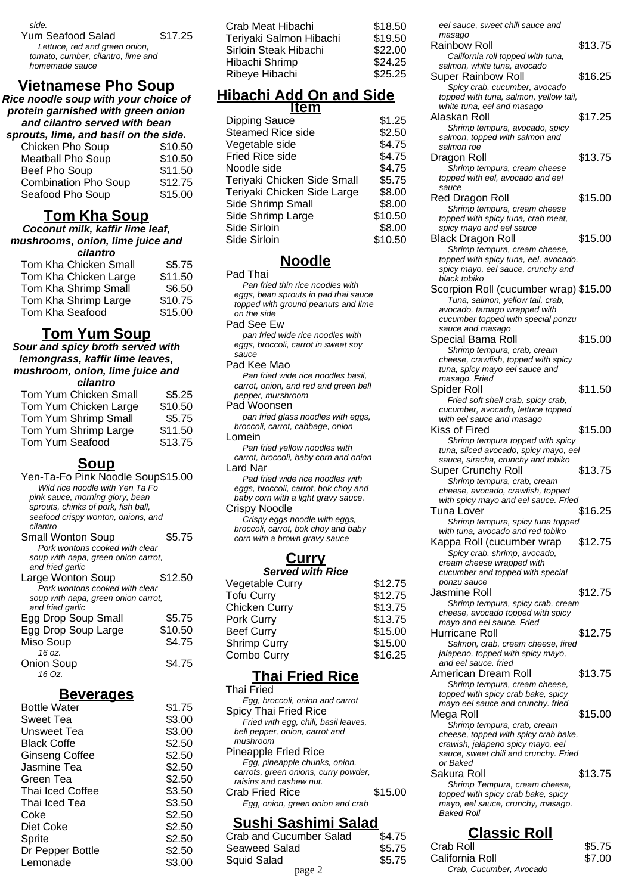side.

Yum Seafood Salad $17.25
*Lettuce, red and green onion, tomato, cumber, cilantro, lime and homemade sauce*

## Vietnamese Pho Soup

***Rice noodle soup with your choice of protein garnished with green onion and cilantro served with bean sprouts, lime, and basil on the side.***

| Item | Price |
|---|---|
| Chicken Pho Soup | $10.50 |
| Meatball Pho Soup | $10.50 |
| Beef Pho Soup | $11.50 |
| Combination Pho Soup | $12.75 |
| Seafood Pho Soup | $15.00 |

## Tom Kha Soup

***Coconut milk, kaffir lime leaf, mushrooms, onion, lime juice and cilantro***

| Item | Price |
|---|---|
| Tom Kha Chicken Small | $5.75 |
| Tom Kha Chicken Large | $11.50 |
| Tom Kha Shrimp Small | $6.50 |
| Tom Kha Shrimp Large | $10.75 |
| Tom Kha Seafood | $15.00 |

## Tom Yum Soup

***Sour and spicy broth served with lemongrass, kaffir lime leaves, mushroom, onion, lime juice and cilantro***

| Item | Price |
|---|---|
| Tom Yum Chicken Small | $5.25 |
| Tom Yum Chicken Large | $10.50 |
| Tom Yum Shrimp Small | $5.75 |
| Tom Yum Shrimp Large | $11.50 |
| Tom Yum Seafood | $13.75 |

## Soup

Yen-Ta-Fo Pink Noodle Soup $15.00
*Wild rice noodle with Yen Ta Fo pink sauce, morning glory, bean sprouts, chinks of pork, fish ball, seafood crispy wonton, onions, and cilantro*

Small Wonton Soup $5.75
*Pork wontons cooked with clear soup with napa, green onion carrot, and fried garlic*

Large Wonton Soup $12.50
*Pork wontons cooked with clear soup with napa, green onion carrot, and fried garlic*

Egg Drop Soup Small $5.75

Egg Drop Soup Large $10.50

Miso Soup $4.75
*16 oz.*

Onion Soup $4.75
*16 Oz.*

## Beverages

| Item | Price |
|---|---|
| Bottle Water | $1.75 |
| Sweet Tea | $3.00 |
| Unsweet Tea | $3.00 |
| Black Coffe | $2.50 |
| Ginseng Coffee | $2.50 |
| Jasmine Tea | $2.50 |
| Green Tea | $2.50 |
| Thai Iced Coffee | $3.50 |
| Thai Iced Tea | $3.50 |
| Coke | $2.50 |
| Diet Coke | $2.50 |
| Sprite | $2.50 |
| Dr Pepper Bottle | $2.50 |
| Lemonade | $3.00 |

| Item | Price |
|---|---|
| Crab Meat Hibachi | $18.50 |
| Teriyaki Salmon Hibachi | $19.50 |
| Sirloin Steak Hibachi | $22.00 |
| Hibachi Shrimp | $24.25 |
| Ribeye Hibachi | $25.25 |

## Hibachi Add On and Side Item

| Item | Price |
|---|---|
| Dipping Sauce | $1.25 |
| Steamed Rice side | $2.50 |
| Vegetable side | $4.75 |
| Fried Rice side | $4.75 |
| Noodle side | $4.75 |
| Teriyaki Chicken Side Small | $5.75 |
| Teriyaki Chicken Side Large | $8.00 |
| Side Shrimp Small | $8.00 |
| Side Shrimp Large | $10.50 |
| Side Sirloin | $8.00 |
| Side Sirloin | $10.50 |

## Noodle

Pad Thai
*Pan fried thin rice noodles with eggs, bean sprouts in pad thai sauce topped with ground peanuts and lime on the side*

Pad See Ew
*pan fried wide rice noodles with eggs, broccoli, carrot in sweet soy sauce*

Pad Kee Mao
*Pan fried wide rice noodles basil, carrot, onion, and red and green bell pepper, murshroom*

Pad Woonsen
*pan fried glass noodles with eggs, broccoli, carrot, cabbage, onion*

Lomein
*Pan fried yellow noodles with carrot, broccoli, baby corn and onion*

Lard Nar
*Pad fried wide rice noodles with eggs, broccoli, carrot, bok choy and baby corn with a light gravy sauce.*

Crispy Noodle
*Crispy eggs noodle with eggs, broccoli, carrot, bok choy and baby corn with a brown gravy sauce*

## Curry

***Served with Rice***

| Item | Price |
|---|---|
| Vegetable Curry | $12.75 |
| Tofu Curry | $12.75 |
| Chicken Curry | $13.75 |
| Pork Curry | $13.75 |
| Beef Curry | $15.00 |
| Shrimp Curry | $15.00 |
| Combo Curry | $16.25 |

## Thai Fried Rice

Thai Fried
*Egg, broccoli, onion and carrot*

Spicy Thai Fried Rice
*Fried with egg, chili, basil leaves, bell pepper, onion, carrot and mushroom*

Pineapple Fried Rice
*Egg, pineapple chunks, onion, carrots, green onions, curry powder, raisins and cashew nut.*

Crab Fried Rice $15.00
*Egg, onion, green onion and crab*

## Sushi Sashimi Salad

| Item | Price |
|---|---|
| Crab and Cucumber Salad | $4.75 |
| Seaweed Salad | $5.75 |
| Squid Salad | $5.75 |

*eel sauce, sweet chili sauce and masago*

Rainbow Roll $13.75
*California roll topped with tuna, salmon, white tuna, avocado*

Super Rainbow Roll $16.25
*Spicy crab, cucumber, avocado topped with tuna, salmon, yellow tail, white tuna, eel and masago*

Alaskan Roll $17.25
*Shrimp tempura, avocado, spicy salmon, topped with salmon and salmon roe*

Dragon Roll $13.75
*Shrimp tempura, cream cheese topped with eel, avocado and eel sauce*

Red Dragon Roll $15.00
*Shrimp tempura, cream cheese topped with spicy tuna, crab meat, spicy mayo and eel sauce*

Black Dragon Roll $15.00
*Shrimp tempura, cream cheese, topped with spicy tuna, eel, avocado, spicy mayo, eel sauce, crunchy and black tobiko*

Scorpion Roll (cucumber wrap) $15.00
*Tuna, salmon, yellow tail, crab, avocado, tamago wrapped with cucumber topped with special ponzu sauce and masago*

Special Bama Roll $15.00
*Shrimp tempura, crab, cream cheese, crawfish, topped with spicy tuna, spicy mayo eel sauce and masago. Fried*

Spider Roll $11.50
*Fried soft shell crab, spicy crab, cucumber, avocado, lettuce topped with eel sauce and masago*

Kiss of Fired $15.00
*Shrimp tempura topped with spicy tuna, sliced avocado, spicy mayo, eel sauce, siracha, crunchy and tobiko*

Super Crunchy Roll $13.75
*Shrimp tempura, crab, cream cheese, avocado, crawfish, topped with spicy mayo and eel sauce. Fried*

Tuna Lover $16.25
*Shrimp tempura, spicy tuna topped with tuna, avocado and red tobiko*

Kappa Roll (cucumber wrap $12.75
*Spicy crab, shrimp, avocado, cream cheese wrapped with cucumber and topped with special ponzu sauce*

Jasmine Roll $12.75
*Shrimp tempura, spicy crab, cream cheese, avocado topped with spicy mayo and eel sauce. Fried*

Hurricane Roll $12.75
*Salmon, crab, cream cheese, fired jalapeno, topped with spicy mayo, and eel sauce. fried*

American Dream Roll $13.75
*Shrimp tempura, cream cheese, topped with spicy crab bake, spicy mayo eel sauce and crunchy. fried*

Mega Roll $15.00
*Shrimp tempura, crab, cream cheese, topped with spicy crab bake, crawish, jalapeno spicy mayo, eel sauce, sweet chili and crunchy. Fried or Baked*

Sakura Roll $13.75
*Shrimp Tempura, cream cheese, topped with spicy crab bake, spicy mayo, eel sauce, crunchy, masago. Baked Roll*

## Classic Roll

Crab Roll $5.75

California Roll $7.00
*Crab, Cucumber, Avocado*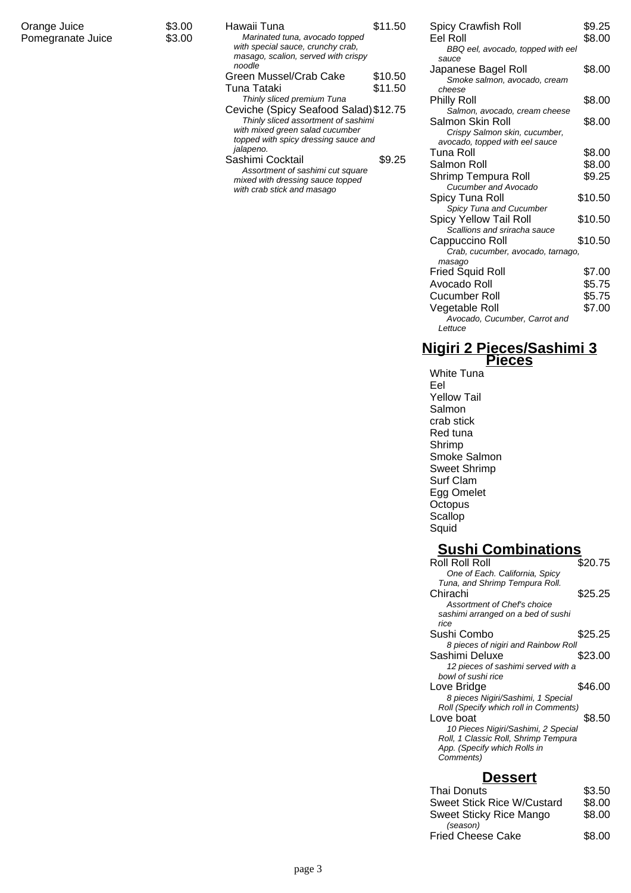Orange Juice $3.00
Pomegranate Juice $3.00

Hawaii Tuna $11.50
*Marinated tuna, avocado topped with special sauce, crunchy crab, masago, scalion, served with crispy noodle*

Green Mussel/Crab Cake $10.50

Tuna Tataki $11.50
*Thinly sliced premium Tuna*

Ceviche (Spicy Seafood Salad) $12.75
*Thinly sliced assortment of sashimi with mixed green salad cucumber topped with spicy dressing sauce and jalapeno.*

Sashimi Cocktail $9.25
*Assortment of sashimi cut square mixed with dressing sauce topped with crab stick and masago*

Spicy Crawfish Roll $9.25

Eel Roll $8.00
*BBQ eel, avocado, topped with eel sauce*

Japanese Bagel Roll $8.00
*Smoke salmon, avocado, cream cheese*

Philly Roll $8.00
*Salmon, avocado, cream cheese*

Salmon Skin Roll $8.00
*Crispy Salmon skin, cucumber, avocado, topped with eel sauce*

Tuna Roll $8.00

Salmon Roll $8.00

Shrimp Tempura Roll $9.25
*Cucumber and Avocado*

Spicy Tuna Roll $10.50
*Spicy Tuna and Cucumber*

Spicy Yellow Tail Roll $10.50
*Scallions and sriracha sauce*

Cappuccino Roll $10.50
*Crab, cucumber, avocado, tarnago, masago*

Fried Squid Roll $7.00

Avocado Roll $5.75

Cucumber Roll $5.75

Vegetable Roll $7.00
*Avocado, Cucumber, Carrot and Lettuce*

## Nigiri 2 Pieces/Sashimi 3 Pieces

White Tuna
Eel
Yellow Tail
Salmon
crab stick
Red tuna
Shrimp
Smoke Salmon
Sweet Shrimp
Surf Clam
Egg Omelet
Octopus
Scallop
Squid

## Sushi Combinations

Roll Roll Roll $20.75
*One of Each. California, Spicy Tuna, and Shrimp Tempura Roll.*

Chirachi $25.25
*Assortment of Chef's choice sashimi arranged on a bed of sushi rice*

Sushi Combo $25.25
*8 pieces of nigiri and Rainbow Roll*

Sashimi Deluxe $23.00
*12 pieces of sashimi served with a bowl of sushi rice*

Love Bridge $46.00
*8 pieces Nigiri/Sashimi, 1 Special Roll (Specify which roll in Comments)*

Love boat $8.50
*10 Pieces Nigiri/Sashimi, 2 Special Roll, 1 Classic Roll, Shrimp Tempura App. (Specify which Rolls in Comments)*

## Dessert

Thai Donuts $3.50

Sweet Stick Rice W/Custard $8.00

Sweet Sticky Rice Mango $8.00
*(season)*

Fried Cheese Cake $8.00